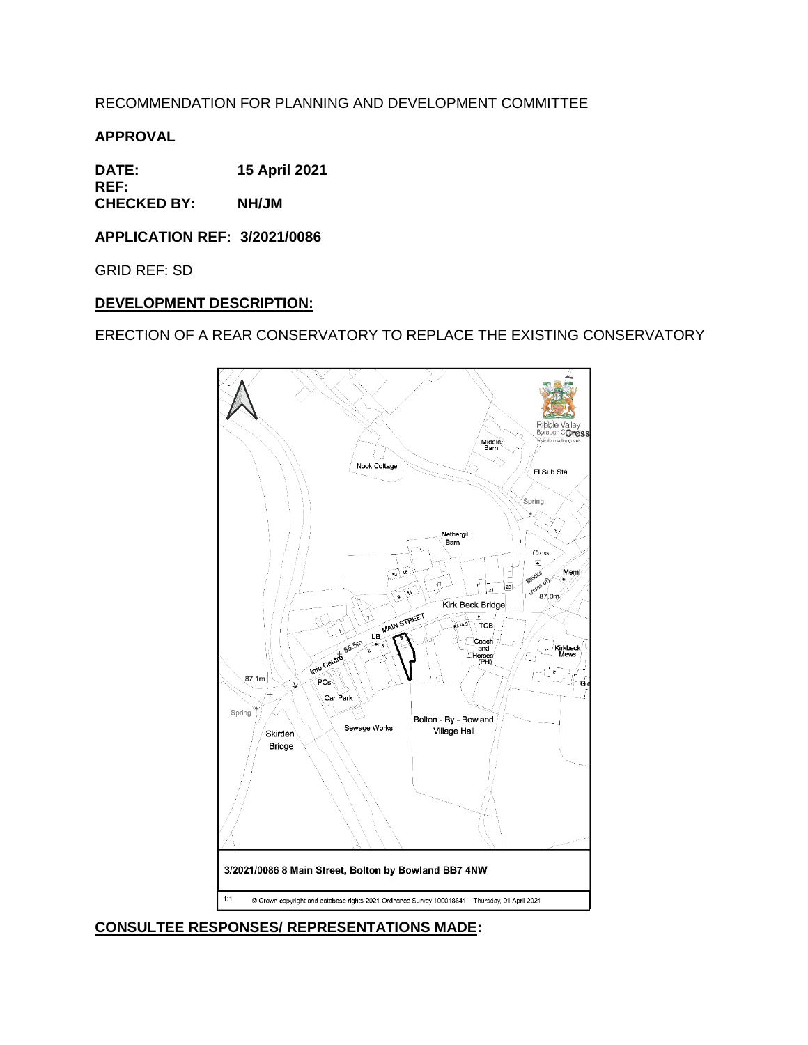RECOMMENDATION FOR PLANNING AND DEVELOPMENT COMMITTEE

**APPROVAL**

**DATE:** **15 April 2021**
**REF:**
**CHECKED BY:** **NH/JM**

**APPLICATION REF: 3/2021/0086**

GRID REF: SD

**DEVELOPMENT DESCRIPTION:**

ERECTION OF A REAR CONSERVATORY TO REPLACE THE EXISTING CONSERVATORY

3/2021/0086 8 Main Street, Bolton by Bowland BB7 4NW

1:1 © Crown copyright and database rights 2021 Ordnance Survey 100018641 Thursday, 01 April 2021

**CONSULTEE RESPONSES/ REPRESENTATIONS MADE:**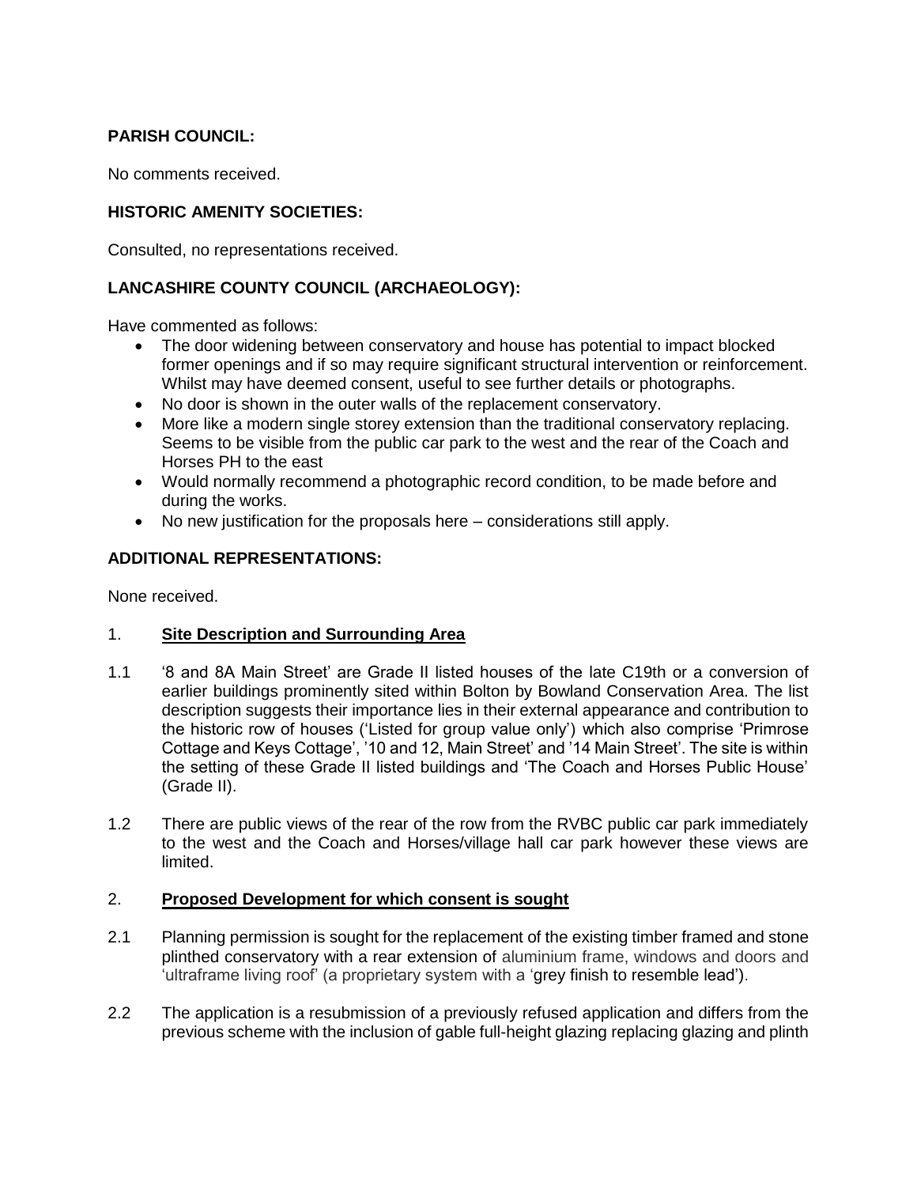**PARISH COUNCIL:**

No comments received.

**HISTORIC AMENITY SOCIETIES:**

Consulted, no representations received.

**LANCASHIRE COUNTY COUNCIL (ARCHAEOLOGY):**

Have commented as follows:

- The door widening between conservatory and house has potential to impact blocked former openings and if so may require significant structural intervention or reinforcement. Whilst may have deemed consent, useful to see further details or photographs.
- No door is shown in the outer walls of the replacement conservatory.
- More like a modern single storey extension than the traditional conservatory replacing. Seems to be visible from the public car park to the west and the rear of the Coach and Horses PH to the east
- Would normally recommend a photographic record condition, to be made before and during the works.
- No new justification for the proposals here – considerations still apply.

**ADDITIONAL REPRESENTATIONS:**

None received.

1. **Site Description and Surrounding Area**

1.1 '8 and 8A Main Street' are Grade II listed houses of the late C19th or a conversion of earlier buildings prominently sited within Bolton by Bowland Conservation Area. The list description suggests their importance lies in their external appearance and contribution to the historic row of houses ('Listed for group value only') which also comprise 'Primrose Cottage and Keys Cottage', '10 and 12, Main Street' and '14 Main Street'. The site is within the setting of these Grade II listed buildings and 'The Coach and Horses Public House' (Grade II).

1.2 There are public views of the rear of the row from the RVBC public car park immediately to the west and the Coach and Horses/village hall car park however these views are limited.

2. **Proposed Development for which consent is sought**

2.1 Planning permission is sought for the replacement of the existing timber framed and stone plinthed conservatory with a rear extension of aluminium frame, windows and doors and 'ultraframe living roof' (a proprietary system with a 'grey finish to resemble lead').

2.2 The application is a resubmission of a previously refused application and differs from the previous scheme with the inclusion of gable full-height glazing replacing glazing and plinth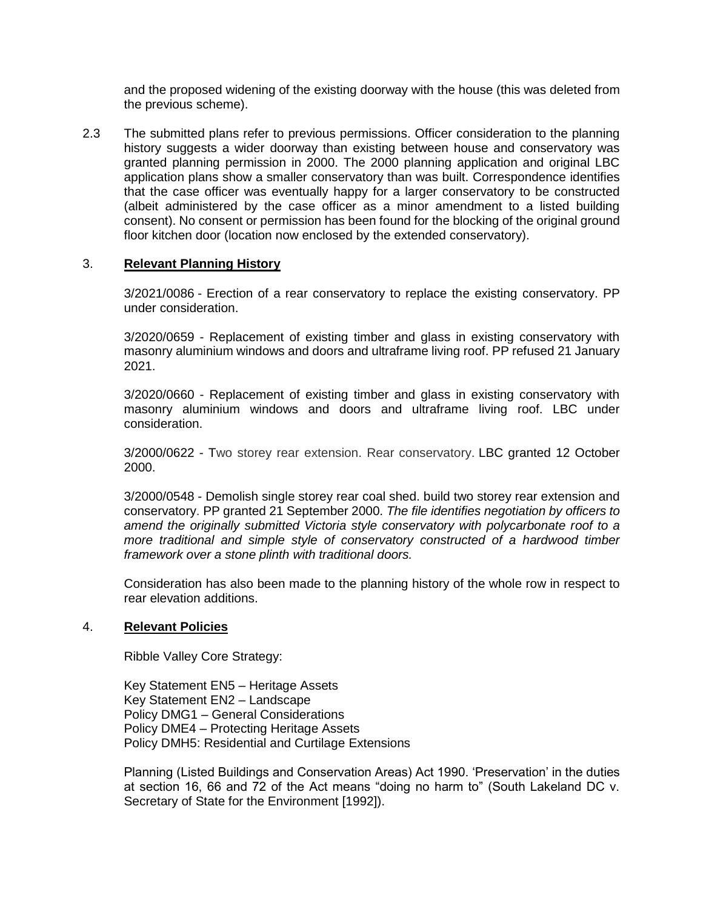and the proposed widening of the existing doorway with the house (this was deleted from the previous scheme).

2.3 The submitted plans refer to previous permissions. Officer consideration to the planning history suggests a wider doorway than existing between house and conservatory was granted planning permission in 2000. The 2000 planning application and original LBC application plans show a smaller conservatory than was built. Correspondence identifies that the case officer was eventually happy for a larger conservatory to be constructed (albeit administered by the case officer as a minor amendment to a listed building consent). No consent or permission has been found for the blocking of the original ground floor kitchen door (location now enclosed by the extended conservatory).

## 3. **Relevant Planning History**

3/2021/0086 - Erection of a rear conservatory to replace the existing conservatory. PP under consideration.

3/2020/0659 - Replacement of existing timber and glass in existing conservatory with masonry aluminium windows and doors and ultraframe living roof. PP refused 21 January 2021.

3/2020/0660 - Replacement of existing timber and glass in existing conservatory with masonry aluminium windows and doors and ultraframe living roof. LBC under consideration.

3/2000/0622 - Two storey rear extension. Rear conservatory. LBC granted 12 October 2000.

3/2000/0548 - Demolish single storey rear coal shed. build two storey rear extension and conservatory. PP granted 21 September 2000. *The file identifies negotiation by officers to amend the originally submitted Victoria style conservatory with polycarbonate roof to a more traditional and simple style of conservatory constructed of a hardwood timber framework over a stone plinth with traditional doors.*

Consideration has also been made to the planning history of the whole row in respect to rear elevation additions.

## 4. **Relevant Policies**

Ribble Valley Core Strategy:

Key Statement EN5 – Heritage Assets
Key Statement EN2 – Landscape
Policy DMG1 – General Considerations
Policy DME4 – Protecting Heritage Assets
Policy DMH5: Residential and Curtilage Extensions

Planning (Listed Buildings and Conservation Areas) Act 1990. 'Preservation' in the duties at section 16, 66 and 72 of the Act means "doing no harm to" (South Lakeland DC v. Secretary of State for the Environment [1992]).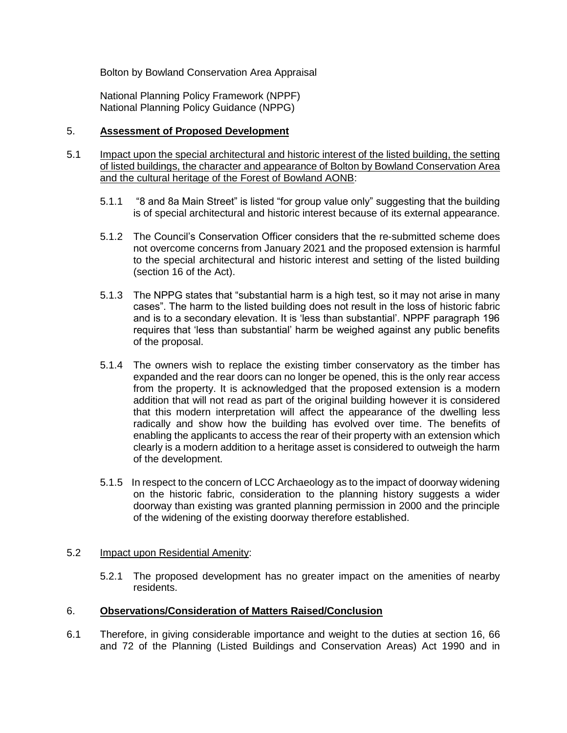Bolton by Bowland Conservation Area Appraisal

National Planning Policy Framework (NPPF)
National Planning Policy Guidance (NPPG)

## 5. **Assessment of Proposed Development**

5.1 Impact upon the special architectural and historic interest of the listed building, the setting of listed buildings, the character and appearance of Bolton by Bowland Conservation Area and the cultural heritage of the Forest of Bowland AONB:

5.1.1 "8 and 8a Main Street" is listed "for group value only" suggesting that the building is of special architectural and historic interest because of its external appearance.

5.1.2 The Council's Conservation Officer considers that the re-submitted scheme does not overcome concerns from January 2021 and the proposed extension is harmful to the special architectural and historic interest and setting of the listed building (section 16 of the Act).

5.1.3 The NPPG states that "substantial harm is a high test, so it may not arise in many cases". The harm to the listed building does not result in the loss of historic fabric and is to a secondary elevation. It is 'less than substantial'. NPPF paragraph 196 requires that 'less than substantial' harm be weighed against any public benefits of the proposal.

5.1.4 The owners wish to replace the existing timber conservatory as the timber has expanded and the rear doors can no longer be opened, this is the only rear access from the property. It is acknowledged that the proposed extension is a modern addition that will not read as part of the original building however it is considered that this modern interpretation will affect the appearance of the dwelling less radically and show how the building has evolved over time. The benefits of enabling the applicants to access the rear of their property with an extension which clearly is a modern addition to a heritage asset is considered to outweigh the harm of the development.

5.1.5 In respect to the concern of LCC Archaeology as to the impact of doorway widening on the historic fabric, consideration to the planning history suggests a wider doorway than existing was granted planning permission in 2000 and the principle of the widening of the existing doorway therefore established.

5.2 Impact upon Residential Amenity:

5.2.1 The proposed development has no greater impact on the amenities of nearby residents.

## 6. **Observations/Consideration of Matters Raised/Conclusion**

6.1 Therefore, in giving considerable importance and weight to the duties at section 16, 66 and 72 of the Planning (Listed Buildings and Conservation Areas) Act 1990 and in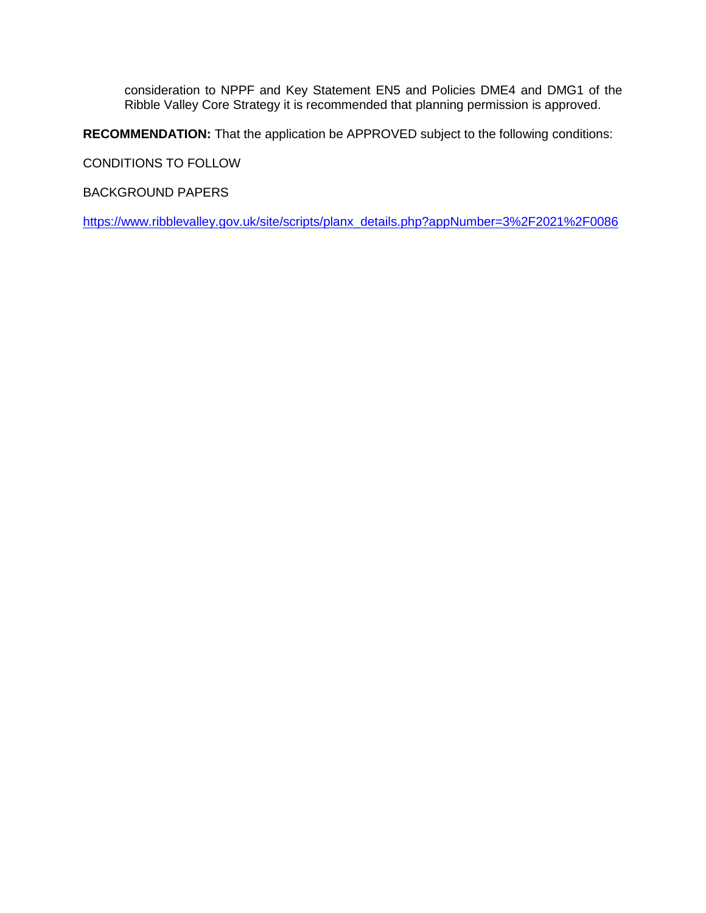consideration to NPPF and Key Statement EN5 and Policies DME4 and DMG1 of the Ribble Valley Core Strategy it is recommended that planning permission is approved.

**RECOMMENDATION:** That the application be APPROVED subject to the following conditions:

CONDITIONS TO FOLLOW

BACKGROUND PAPERS

https://www.ribblevalley.gov.uk/site/scripts/planx_details.php?appNumber=3%2F2021%2F0086